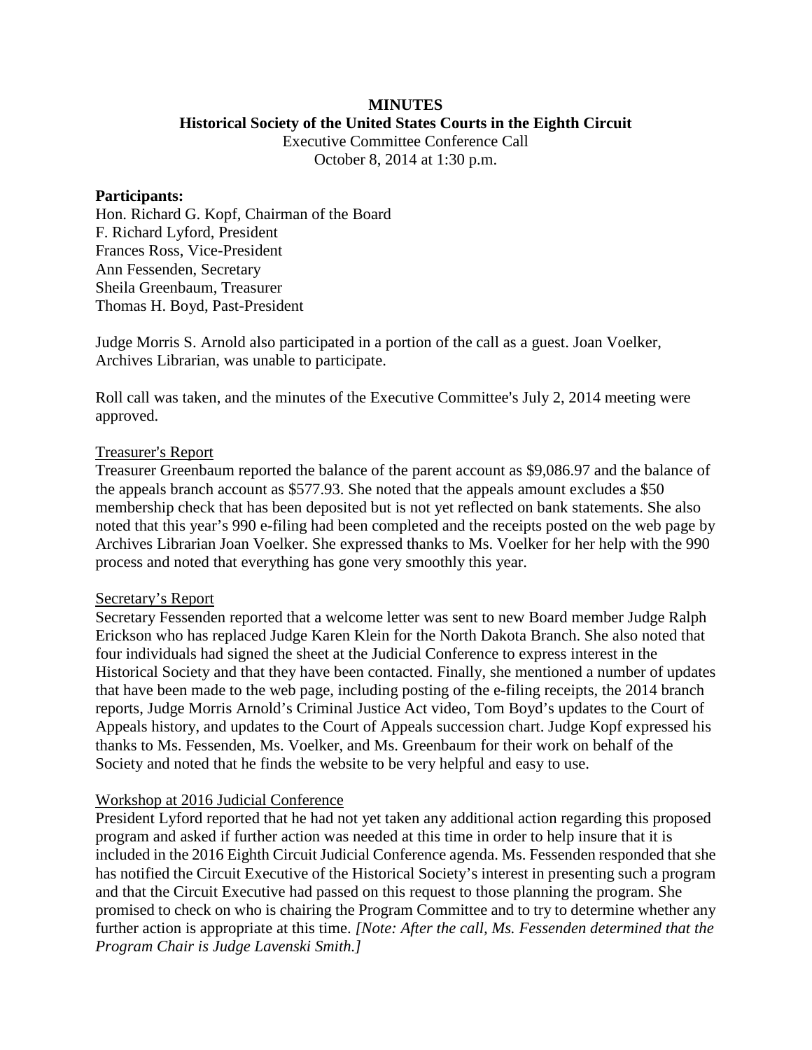**MINUTES**
**Historical Society of the United States Courts in the Eighth Circuit**
Executive Committee Conference Call
October 8, 2014 at 1:30 p.m.

**Participants:**
Hon. Richard G. Kopf, Chairman of the Board
F. Richard Lyford, President
Frances Ross, Vice-President
Ann Fessenden, Secretary
Sheila Greenbaum, Treasurer
Thomas H. Boyd, Past-President

Judge Morris S. Arnold also participated in a portion of the call as a guest. Joan Voelker, Archives Librarian, was unable to participate.

Roll call was taken, and the minutes of the Executive Committee's July 2, 2014 meeting were approved.

Treasurer's Report
Treasurer Greenbaum reported the balance of the parent account as $9,086.97 and the balance of the appeals branch account as $577.93. She noted that the appeals amount excludes a $50 membership check that has been deposited but is not yet reflected on bank statements. She also noted that this year's 990 e-filing had been completed and the receipts posted on the web page by Archives Librarian Joan Voelker. She expressed thanks to Ms. Voelker for her help with the 990 process and noted that everything has gone very smoothly this year.

Secretary's Report
Secretary Fessenden reported that a welcome letter was sent to new Board member Judge Ralph Erickson who has replaced Judge Karen Klein for the North Dakota Branch. She also noted that four individuals had signed the sheet at the Judicial Conference to express interest in the Historical Society and that they have been contacted. Finally, she mentioned a number of updates that have been made to the web page, including posting of the e-filing receipts, the 2014 branch reports, Judge Morris Arnold's Criminal Justice Act video, Tom Boyd's updates to the Court of Appeals history, and updates to the Court of Appeals succession chart. Judge Kopf expressed his thanks to Ms. Fessenden, Ms. Voelker, and Ms. Greenbaum for their work on behalf of the Society and noted that he finds the website to be very helpful and easy to use.

Workshop at 2016 Judicial Conference
President Lyford reported that he had not yet taken any additional action regarding this proposed program and asked if further action was needed at this time in order to help insure that it is included in the 2016 Eighth Circuit Judicial Conference agenda. Ms. Fessenden responded that she has notified the Circuit Executive of the Historical Society's interest in presenting such a program and that the Circuit Executive had passed on this request to those planning the program. She promised to check on who is chairing the Program Committee and to try to determine whether any further action is appropriate at this time. *[Note: After the call, Ms. Fessenden determined that the Program Chair is Judge Lavenski Smith.]*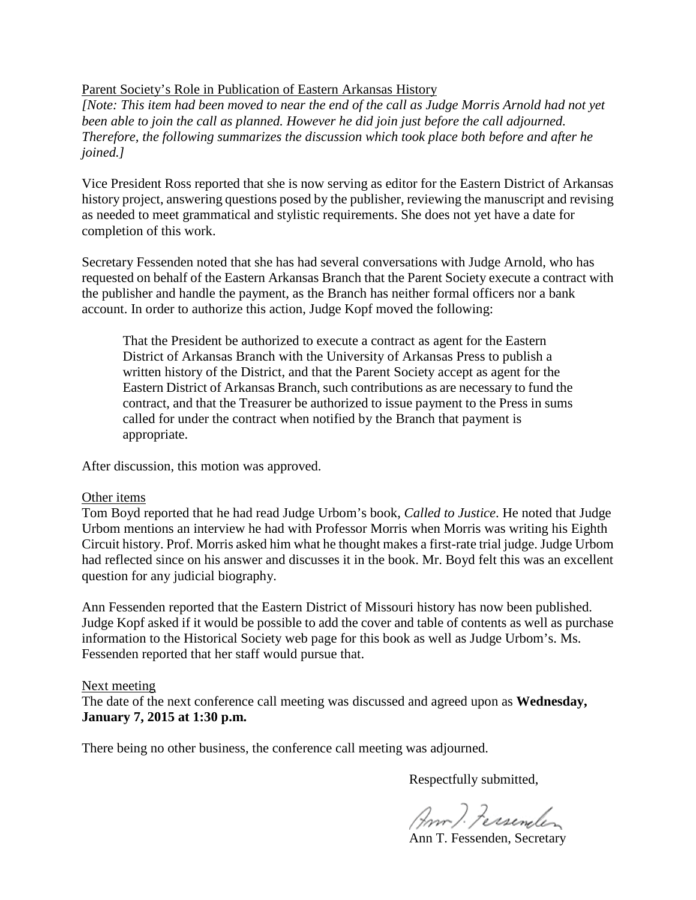<u>Parent Society's Role in Publication of Eastern Arkansas History</u>

*[Note: This item had been moved to near the end of the call as Judge Morris Arnold had not yet been able to join the call as planned. However he did join just before the call adjourned. Therefore, the following summarizes the discussion which took place both before and after he joined.]*

Vice President Ross reported that she is now serving as editor for the Eastern District of Arkansas history project, answering questions posed by the publisher, reviewing the manuscript and revising as needed to meet grammatical and stylistic requirements. She does not yet have a date for completion of this work.

Secretary Fessenden noted that she has had several conversations with Judge Arnold, who has requested on behalf of the Eastern Arkansas Branch that the Parent Society execute a contract with the publisher and handle the payment, as the Branch has neither formal officers nor a bank account. In order to authorize this action, Judge Kopf moved the following:

> That the President be authorized to execute a contract as agent for the Eastern District of Arkansas Branch with the University of Arkansas Press to publish a written history of the District, and that the Parent Society accept as agent for the Eastern District of Arkansas Branch, such contributions as are necessary to fund the contract, and that the Treasurer be authorized to issue payment to the Press in sums called for under the contract when notified by the Branch that payment is appropriate.

After discussion, this motion was approved.

<u>Other items</u>

Tom Boyd reported that he had read Judge Urbom's book, *Called to Justice*. He noted that Judge Urbom mentions an interview he had with Professor Morris when Morris was writing his Eighth Circuit history. Prof. Morris asked him what he thought makes a first-rate trial judge. Judge Urbom had reflected since on his answer and discusses it in the book. Mr. Boyd felt this was an excellent question for any judicial biography.

Ann Fessenden reported that the Eastern District of Missouri history has now been published. Judge Kopf asked if it would be possible to add the cover and table of contents as well as purchase information to the Historical Society web page for this book as well as Judge Urbom's. Ms. Fessenden reported that her staff would pursue that.

<u>Next meeting</u>

The date of the next conference call meeting was discussed and agreed upon as **Wednesday, January 7, 2015 at 1:30 p.m.**

There being no other business, the conference call meeting was adjourned.

Respectfully submitted,

Ann T. Fessenden, Secretary